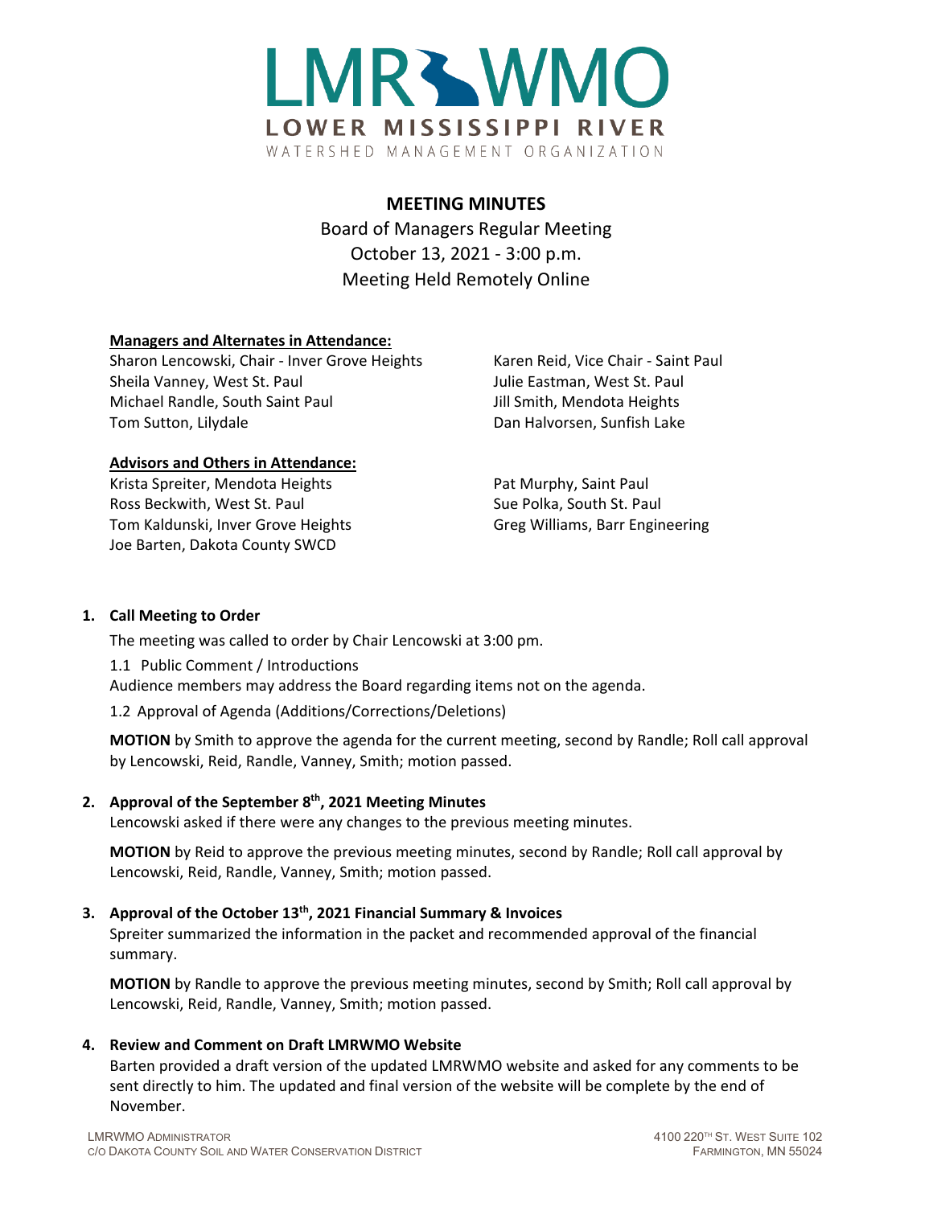# LMRWMO

LOWER MISSISSIPPI RIVER

WATERSHED MANAGEMENT ORGANIZATION

## MEETING MINUTES

Board of Managers Regular Meeting
October 13, 2021 - 3:00 p.m.
Meeting Held Remotely Online

**Managers and Alternates in Attendance:**

Sharon Lencowski, Chair - Inver Grove Heights
Sheila Vanney, West St. Paul
Michael Randle, South Saint Paul
Tom Sutton, Lilydale
Karen Reid, Vice Chair - Saint Paul
Julie Eastman, West St. Paul
Jill Smith, Mendota Heights
Dan Halvorsen, Sunfish Lake

**Advisors and Others in Attendance:**

Krista Spreiter, Mendota Heights
Ross Beckwith, West St. Paul
Tom Kaldunski, Inver Grove Heights
Joe Barten, Dakota County SWCD
Pat Murphy, Saint Paul
Sue Polka, South St. Paul
Greg Williams, Barr Engineering

1. **Call Meeting to Order**

   The meeting was called to order by Chair Lencowski at 3:00 pm.

   1.1 Public Comment / Introductions

   Audience members may address the Board regarding items not on the agenda.

   1.2 Approval of Agenda (Additions/Corrections/Deletions)

   **MOTION** by Smith to approve the agenda for the current meeting, second by Randle; Roll call approval by Lencowski, Reid, Randle, Vanney, Smith; motion passed.

2. **Approval of the September 8th, 2021 Meeting Minutes**

   Lencowski asked if there were any changes to the previous meeting minutes.

   **MOTION** by Reid to approve the previous meeting minutes, second by Randle; Roll call approval by Lencowski, Reid, Randle, Vanney, Smith; motion passed.

3. **Approval of the October 13th, 2021 Financial Summary & Invoices**

   Spreiter summarized the information in the packet and recommended approval of the financial summary.

   **MOTION** by Randle to approve the previous meeting minutes, second by Smith; Roll call approval by Lencowski, Reid, Randle, Vanney, Smith; motion passed.

4. **Review and Comment on Draft LMRWMO Website**

   Barten provided a draft version of the updated LMRWMO website and asked for any comments to be sent directly to him. The updated and final version of the website will be complete by the end of November.

LMRWMO Administrator
c/o Dakota County Soil and Water Conservation District
4100 220th St. West Suite 102
Farmington, MN 55024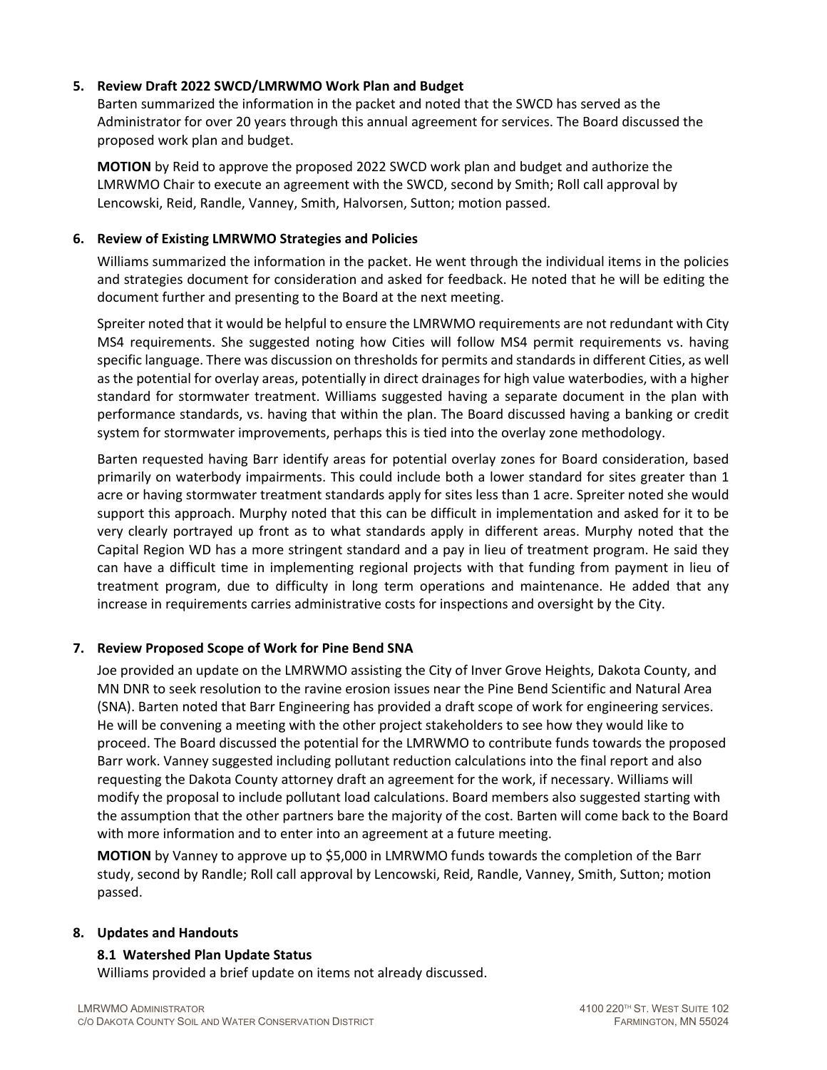5. **Review Draft 2022 SWCD/LMRWMO Work Plan and Budget**

   Barten summarized the information in the packet and noted that the SWCD has served as the Administrator for over 20 years through this annual agreement for services. The Board discussed the proposed work plan and budget.

   **MOTION** by Reid to approve the proposed 2022 SWCD work plan and budget and authorize the LMRWMO Chair to execute an agreement with the SWCD, second by Smith; Roll call approval by Lencowski, Reid, Randle, Vanney, Smith, Halvorsen, Sutton; motion passed.

6. **Review of Existing LMRWMO Strategies and Policies**

   Williams summarized the information in the packet. He went through the individual items in the policies and strategies document for consideration and asked for feedback. He noted that he will be editing the document further and presenting to the Board at the next meeting.

   Spreiter noted that it would be helpful to ensure the LMRWMO requirements are not redundant with City MS4 requirements. She suggested noting how Cities will follow MS4 permit requirements vs. having specific language. There was discussion on thresholds for permits and standards in different Cities, as well as the potential for overlay areas, potentially in direct drainages for high value waterbodies, with a higher standard for stormwater treatment. Williams suggested having a separate document in the plan with performance standards, vs. having that within the plan. The Board discussed having a banking or credit system for stormwater improvements, perhaps this is tied into the overlay zone methodology.

   Barten requested having Barr identify areas for potential overlay zones for Board consideration, based primarily on waterbody impairments. This could include both a lower standard for sites greater than 1 acre or having stormwater treatment standards apply for sites less than 1 acre. Spreiter noted she would support this approach. Murphy noted that this can be difficult in implementation and asked for it to be very clearly portrayed up front as to what standards apply in different areas. Murphy noted that the Capital Region WD has a more stringent standard and a pay in lieu of treatment program. He said they can have a difficult time in implementing regional projects with that funding from payment in lieu of treatment program, due to difficulty in long term operations and maintenance. He added that any increase in requirements carries administrative costs for inspections and oversight by the City.

7. **Review Proposed Scope of Work for Pine Bend SNA**

   Joe provided an update on the LMRWMO assisting the City of Inver Grove Heights, Dakota County, and MN DNR to seek resolution to the ravine erosion issues near the Pine Bend Scientific and Natural Area (SNA). Barten noted that Barr Engineering has provided a draft scope of work for engineering services. He will be convening a meeting with the other project stakeholders to see how they would like to proceed. The Board discussed the potential for the LMRWMO to contribute funds towards the proposed Barr work. Vanney suggested including pollutant reduction calculations into the final report and also requesting the Dakota County attorney draft an agreement for the work, if necessary. Williams will modify the proposal to include pollutant load calculations. Board members also suggested starting with the assumption that the other partners bare the majority of the cost. Barten will come back to the Board with more information and to enter into an agreement at a future meeting.

   **MOTION** by Vanney to approve up to $5,000 in LMRWMO funds towards the completion of the Barr study, second by Randle; Roll call approval by Lencowski, Reid, Randle, Vanney, Smith, Sutton; motion passed.

8. **Updates and Handouts**

   **8.1 Watershed Plan Update Status**

   Williams provided a brief update on items not already discussed.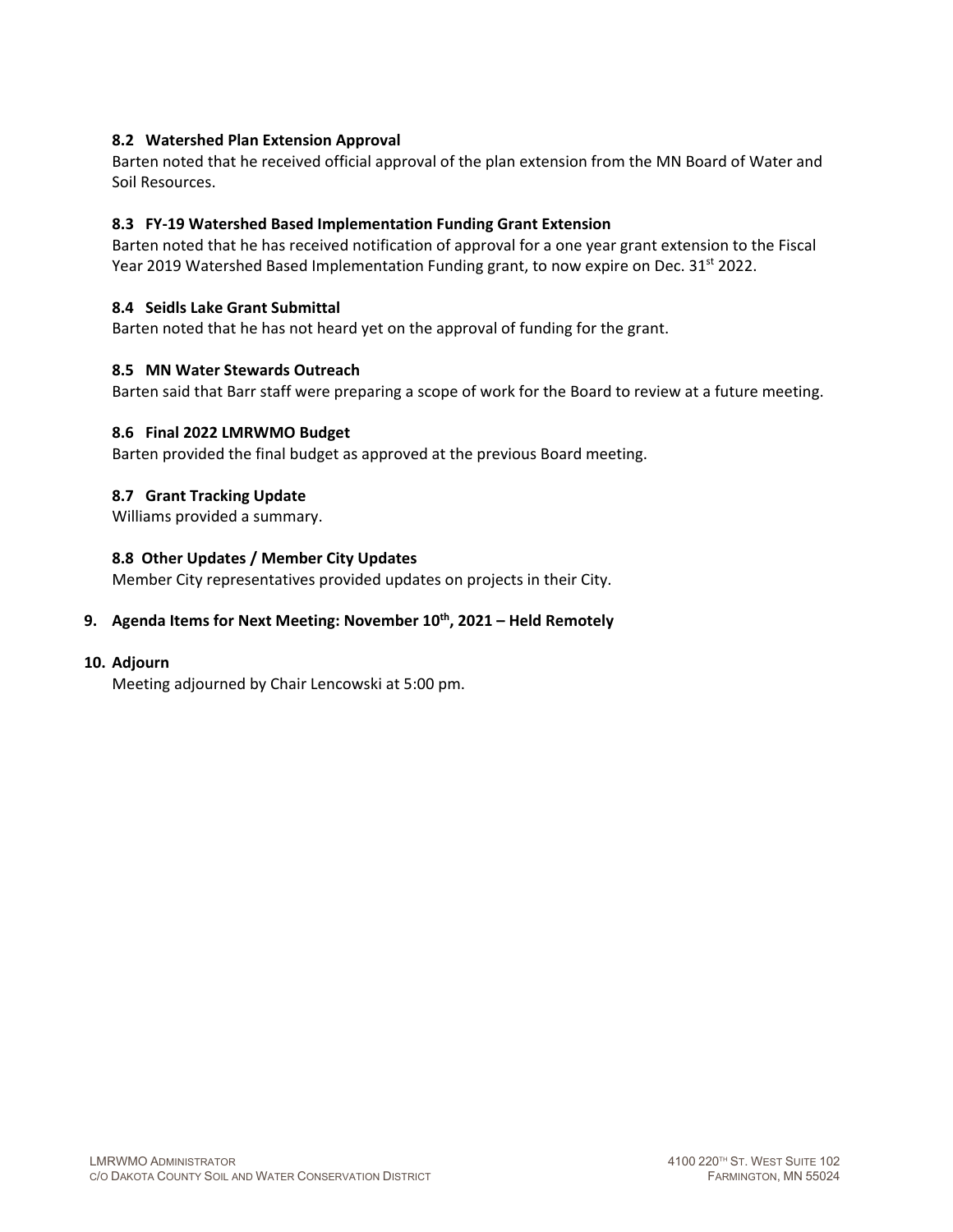#### 8.2 Watershed Plan Extension Approval

Barten noted that he received official approval of the plan extension from the MN Board of Water and Soil Resources.

#### 8.3 FY-19 Watershed Based Implementation Funding Grant Extension

Barten noted that he has received notification of approval for a one year grant extension to the Fiscal Year 2019 Watershed Based Implementation Funding grant, to now expire on Dec. 31st 2022.

#### 8.4 Seidls Lake Grant Submittal

Barten noted that he has not heard yet on the approval of funding for the grant.

#### 8.5 MN Water Stewards Outreach

Barten said that Barr staff were preparing a scope of work for the Board to review at a future meeting.

#### 8.6 Final 2022 LMRWMO Budget

Barten provided the final budget as approved at the previous Board meeting.

#### 8.7 Grant Tracking Update

Williams provided a summary.

#### 8.8 Other Updates / Member City Updates

Member City representatives provided updates on projects in their City.

### 9. Agenda Items for Next Meeting: November 10th, 2021 – Held Remotely

### 10. Adjourn

Meeting adjourned by Chair Lencowski at 5:00 pm.